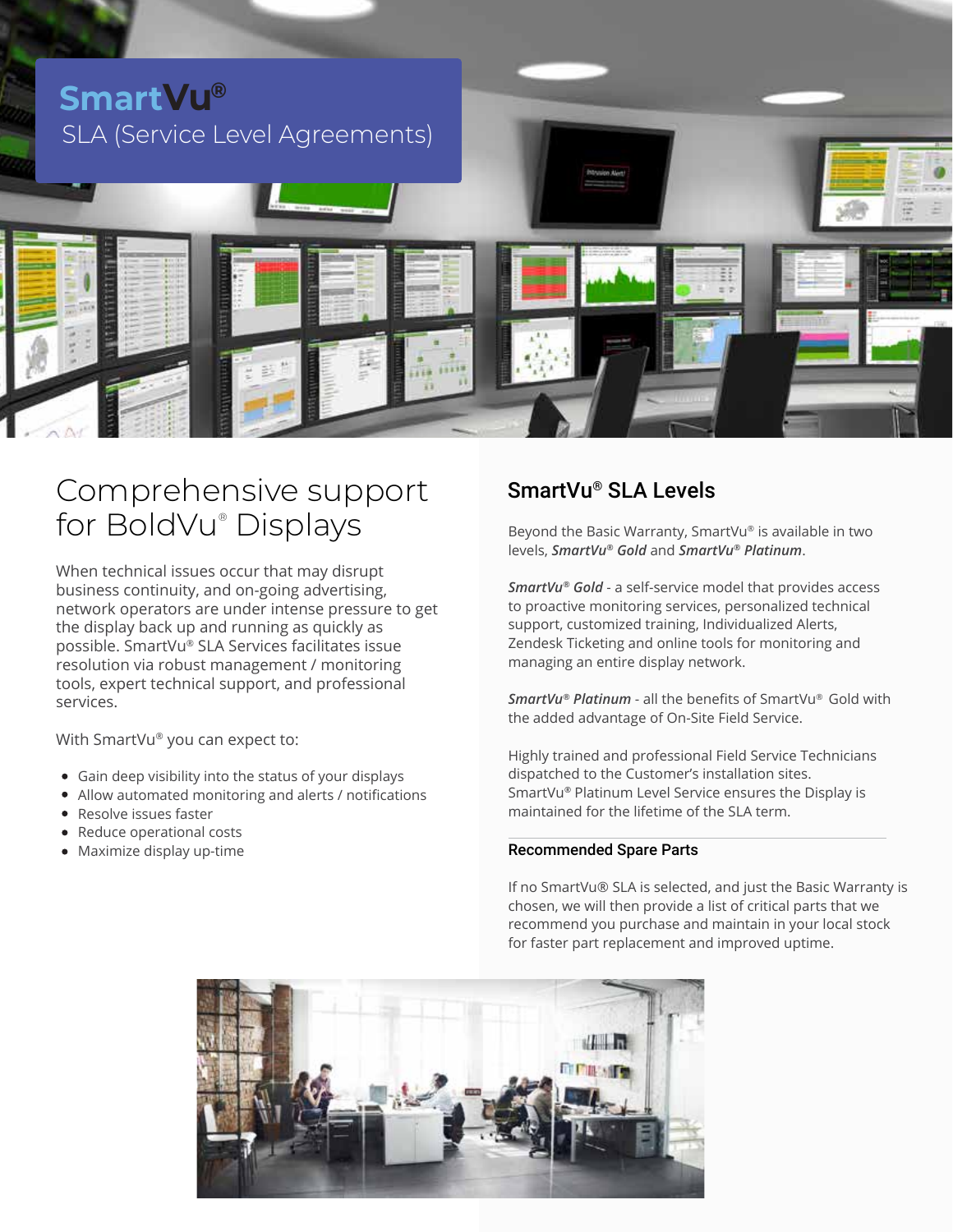# SmartVu®

SLA (Service Level Agreements)

## Comprehensive support for BoldVu® Displays

When technical issues occur that may disrupt business continuity, and on-going advertising, network operators are under intense pressure to get the display back up and running as quickly as possible. SmartVu® SLA Services facilitates issue resolution via robust management / monitoring tools, expert technical support, and professional services.

With SmartVu® you can expect to:

- Gain deep visibility into the status of your displays
- Allow automated monitoring and alerts / notifications
- Resolve issues faster
- Reduce operational costs
- Maximize display up-time

## SmartVu® SLA Levels

Beyond the Basic Warranty, SmartVu® is available in two levels, ***SmartVu® Gold*** and ***SmartVu® Platinum***.

***SmartVu® Gold*** - a self-service model that provides access to proactive monitoring services, personalized technical support, customized training, Individualized Alerts, Zendesk Ticketing and online tools for monitoring and managing an entire display network.

***SmartVu® Platinum*** - all the benefits of SmartVu® Gold with the added advantage of On-Site Field Service.

Highly trained and professional Field Service Technicians dispatched to the Customer's installation sites. SmartVu® Platinum Level Service ensures the Display is maintained for the lifetime of the SLA term.

### Recommended Spare Parts

If no SmartVu® SLA is selected, and just the Basic Warranty is chosen, we will then provide a list of critical parts that we recommend you purchase and maintain in your local stock for faster part replacement and improved uptime.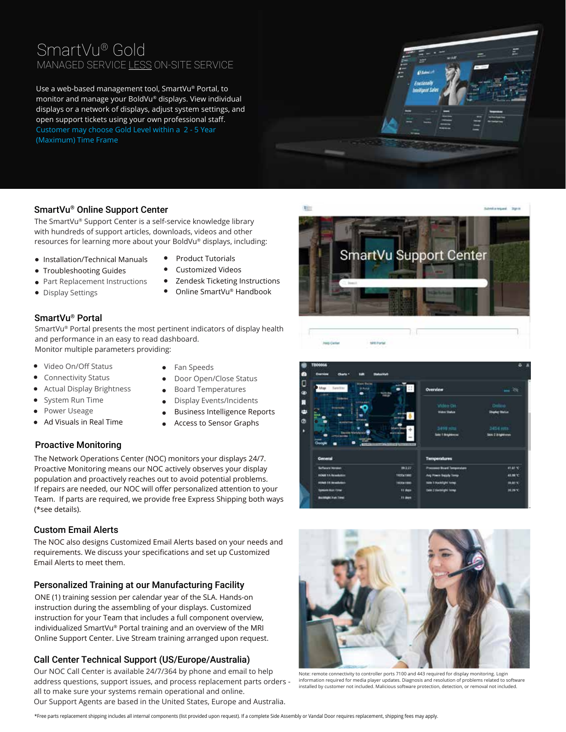# SmartVu® Gold

## MANAGED SERVICE LESS ON-SITE SERVICE

Use a web-based management tool, SmartVu® Portal, to monitor and manage your BoldVu® displays. View individual displays or a network of displays, adjust system settings, and open support tickets using your own professional staff. Customer may choose Gold Level within a 2 - 5 Year (Maximum) Time Frame

### SmartVu® Online Support Center

The SmartVu® Support Center is a self-service knowledge library with hundreds of support articles, downloads, videos and other resources for learning more about your BoldVu® displays, including:

- Installation/Technical Manuals
- Troubleshooting Guides
- Part Replacement Instructions
- Display Settings
- Product Tutorials
- Customized Videos
- Zendesk Ticketing Instructions
- Online SmartVu® Handbook

### SmartVu® Portal

SmartVu® Portal presents the most pertinent indicators of display health and performance in an easy to read dashboard.
Monitor multiple parameters providing:

- Video On/Off Status
- Connectivity Status
- Actual Display Brightness
- System Run Time
- Power Useage
- Ad Visuals in Real Time
- Fan Speeds
- Door Open/Close Status
- Board Temperatures
- Display Events/Incidents
- Business Intelligence Reports
- Access to Sensor Graphs

### Proactive Monitoring

The Network Operations Center (NOC) monitors your displays 24/7. Proactive Monitoring means our NOC actively observes your display population and proactively reaches out to avoid potential problems. If repairs are needed, our NOC will offer personalized attention to your Team. If parts are required, we provide free Express Shipping both ways (*see details).

### Custom Email Alerts

The NOC also designs Customized Email Alerts based on your needs and requirements. We discuss your specifications and set up Customized Email Alerts to meet them.

### Personalized Training at our Manufacturing Facility

ONE (1) training session per calendar year of the SLA. Hands-on instruction during the assembling of your displays. Customized instruction for your Team that includes a full component overview, individualized SmartVu® Portal training and an overview of the MRI Online Support Center. Live Stream training arranged upon request.

### Call Center Technical Support (US/Europe/Australia)

Our NOC Call Center is available 24/7/364 by phone and email to help address questions, support issues, and process replacement parts orders - all to make sure your systems remain operational and online.
Our Support Agents are based in the United States, Europe and Australia.

Note: remote connectivity to controller ports 7100 and 443 required for display monitoring. Login information required for media player updates. Diagnosis and resolution of problems related to software installed by customer not included. Malicious software protection, detection, or removal not included.

*Free parts replacement shipping includes all internal components (list provided upon request). If a complete Side Assembly or Vandal Door requires replacement, shipping fees may apply.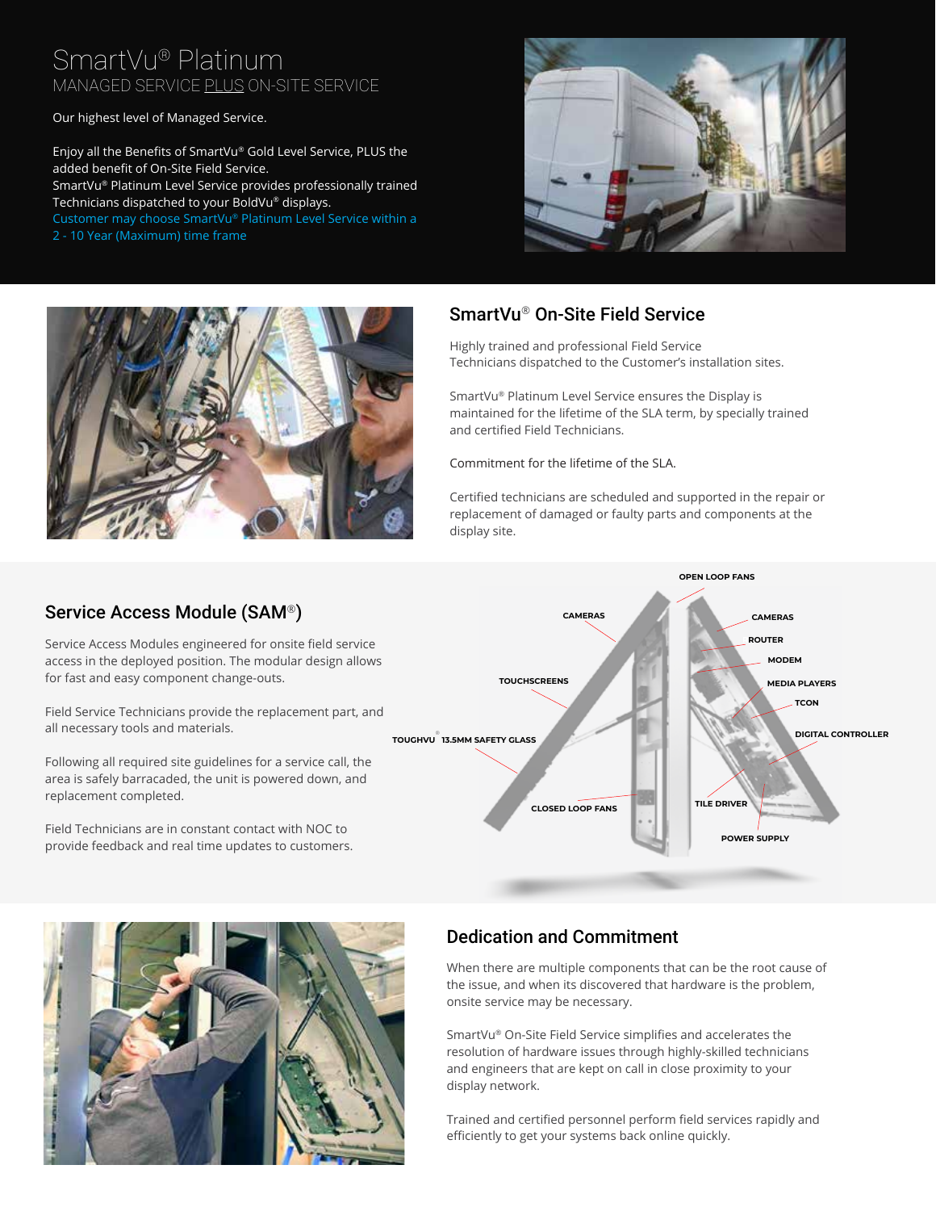# SmartVu® Platinum

MANAGED SERVICE PLUS ON-SITE SERVICE

Our highest level of Managed Service.

Enjoy all the Benefits of SmartVu® Gold Level Service, PLUS the added benefit of On-Site Field Service.
SmartVu® Platinum Level Service provides professionally trained Technicians dispatched to your BoldVu® displays.
Customer may choose SmartVu® Platinum Level Service within a 2 - 10 Year (Maximum) time frame

## SmartVu® On-Site Field Service

Highly trained and professional Field Service Technicians dispatched to the Customer's installation sites.

SmartVu® Platinum Level Service ensures the Display is maintained for the lifetime of the SLA term, by specially trained and certified Field Technicians.

Commitment for the lifetime of the SLA.

Certified technicians are scheduled and supported in the repair or replacement of damaged or faulty parts and components at the display site.

## Service Access Module (SAM®)

Service Access Modules engineered for onsite field service access in the deployed position. The modular design allows for fast and easy component change-outs.

Field Service Technicians provide the replacement part, and all necessary tools and materials.

Following all required site guidelines for a service call, the area is safely barracaded, the unit is powered down, and replacement completed.

Field Technicians are in constant contact with NOC to provide feedback and real time updates to customers.

OPEN LOOP FANS
CAMERAS
CAMERAS
ROUTER
MODEM
TOUCHSCREENS
MEDIA PLAYERS
TCON
TOUGHVU® 13.5MM SAFETY GLASS
DIGITAL CONTROLLER
CLOSED LOOP FANS
TILE DRIVER
POWER SUPPLY

## Dedication and Commitment

When there are multiple components that can be the root cause of the issue, and when its discovered that hardware is the problem, onsite service may be necessary.

SmartVu® On-Site Field Service simplifies and accelerates the resolution of hardware issues through highly-skilled technicians and engineers that are kept on call in close proximity to your display network.

Trained and certified personnel perform field services rapidly and efficiently to get your systems back online quickly.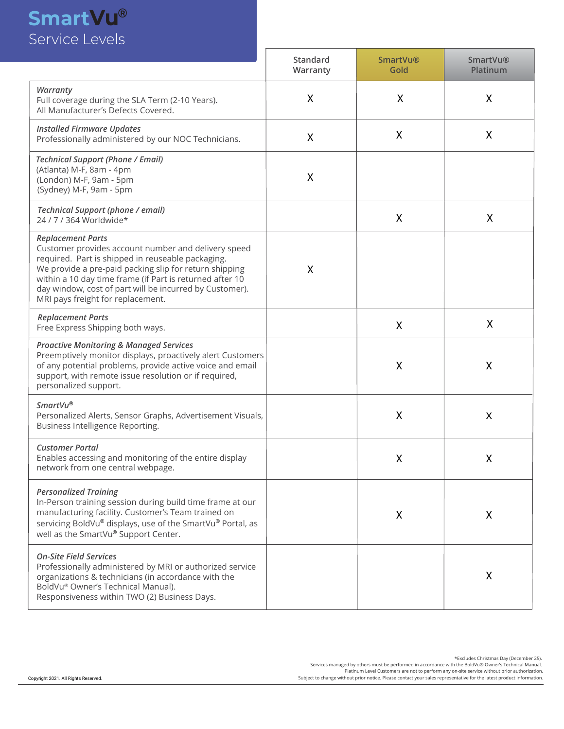# SmartVu®

## Service Levels

| | Standard Warranty | SmartVu® Gold | SmartVu® Platinum |
|---|---|---|---|
| *Warranty*<br>Full coverage during the SLA Term (2-10 Years).<br>All Manufacturer's Defects Covered. | X | X | X |
| *Installed Firmware Updates*<br>Professionally administered by our NOC Technicians. | X | X | X |
| *Technical Support (Phone / Email)*<br>(Atlanta) M-F, 8am - 4pm<br>(London) M-F, 9am - 5pm<br>(Sydney) M-F, 9am - 5pm | X | | |
| *Technical Support (phone / email)*<br>24 / 7 / 364 Worldwide* | | X | X |
| *Replacement Parts*<br>Customer provides account number and delivery speed required. Part is shipped in reuseable packaging. We provide a pre-paid packing slip for return shipping within a 10 day time frame (if Part is returned after 10 day window, cost of part will be incurred by Customer). MRI pays freight for replacement. | X | | |
| *Replacement Parts*<br>Free Express Shipping both ways. | | X | X |
| *Proactive Monitoring & Managed Services*<br>Preemptively monitor displays, proactively alert Customers of any potential problems, provide active voice and email support, with remote issue resolution or if required, personalized support. | | X | X |
| *SmartVu®*<br>Personalized Alerts, Sensor Graphs, Advertisement Visuals, Business Intelligence Reporting. | | X | X |
| *Customer Portal*<br>Enables accessing and monitoring of the entire display network from one central webpage. | | X | X |
| *Personalized Training*<br>In-Person training session during build time frame at our manufacturing facility. Customer's Team trained on servicing BoldVu® displays, use of the SmartVu® Portal, as well as the SmartVu® Support Center. | | X | X |
| *On-Site Field Services*<br>Professionally administered by MRI or authorized service organizations & technicians (in accordance with the BoldVu® Owner's Technical Manual).<br>Responsiveness within TWO (2) Business Days. | | | X |

*Excludes Christmas Day (December 25).
Services managed by others must be performed in accordance with the BoldVu® Owner's Technical Manual.
Platinum Level Customers are not to perform any on-site service without prior authorization.
Subject to change without prior notice. Please contact your sales representative for the latest product information.

Copyright 2021. All Rights Reserved.